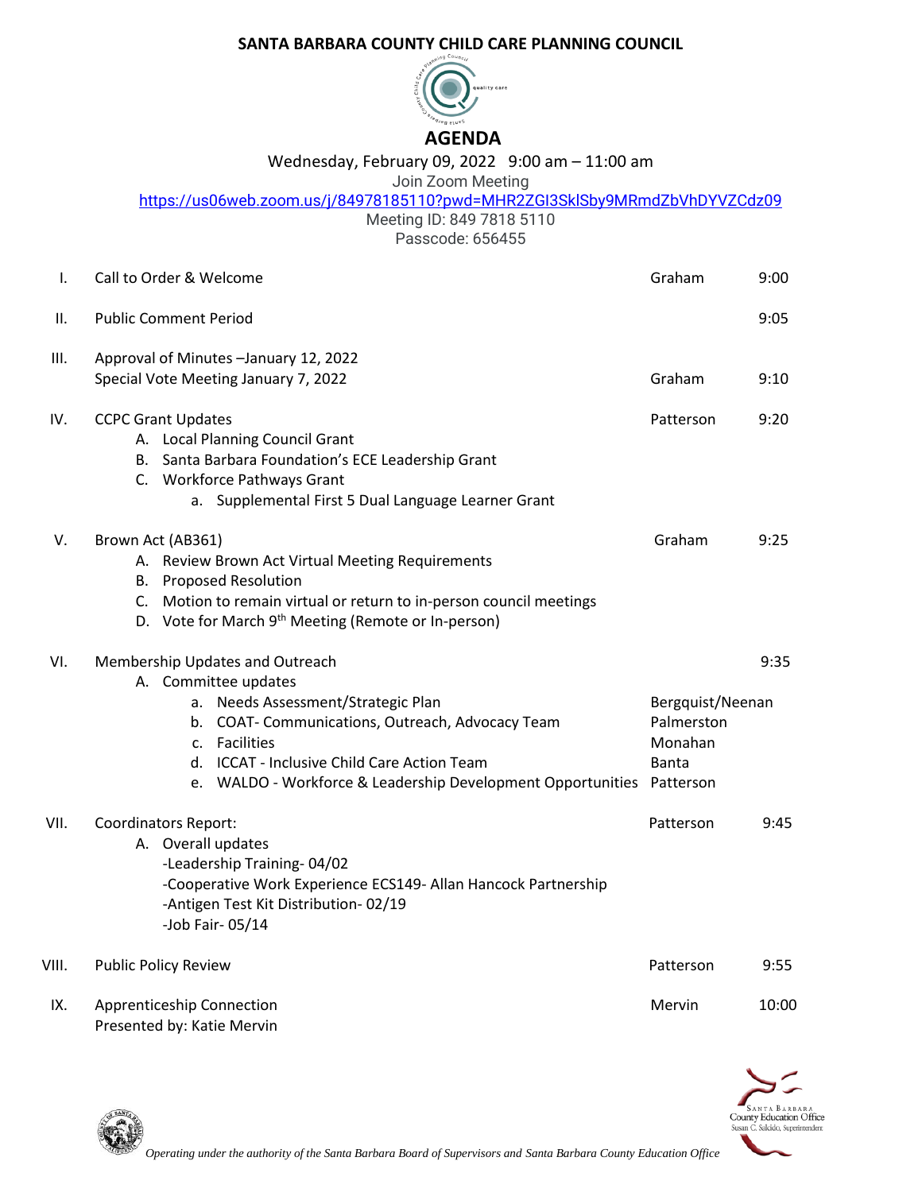# SANTA BARBARA COUNTY CHILD CARE PLANNING COUNCIL

## AGENDA

Wednesday, February 09, 2022 9:00 am – 11:00 am

Join Zoom Meeting

https://us06web.zoom.us/j/84978185110?pwd=MHR2ZGI3SklSby9MRmdZbVhDYVZCdz09

Meeting ID: 849 7818 5110

Passcode: 656455

| | Item | Presenter | Time |
|---|---|---|---|
| I. | Call to Order & Welcome | Graham | 9:00 |
| II. | Public Comment Period | | 9:05 |
| III. | Approval of Minutes –January 12, 2022<br>Special Vote Meeting January 7, 2022 | Graham | 9:10 |
| IV. | CCPC Grant Updates<br>A. Local Planning Council Grant<br>B. Santa Barbara Foundation's ECE Leadership Grant<br>C. Workforce Pathways Grant<br>a. Supplemental First 5 Dual Language Learner Grant | Patterson | 9:20 |
| V. | Brown Act (AB361)<br>A. Review Brown Act Virtual Meeting Requirements<br>B. Proposed Resolution<br>C. Motion to remain virtual or return to in-person council meetings<br>D. Vote for March 9th Meeting (Remote or In-person) | Graham | 9:25 |
| VI. | Membership Updates and Outreach<br>A. Committee updates | | 9:35 |
| | a. Needs Assessment/Strategic Plan | Bergquist/Neenan | |
| | b. COAT- Communications, Outreach, Advocacy Team | Palmerston | |
| | c. Facilities | Monahan | |
| | d. ICCAT - Inclusive Child Care Action Team | Banta | |
| | e. WALDO - Workforce & Leadership Development Opportunities | Patterson | |
| VII. | Coordinators Report:<br>A. Overall updates<br>-Leadership Training- 04/02<br>-Cooperative Work Experience ECS149- Allan Hancock Partnership<br>-Antigen Test Kit Distribution- 02/19<br>-Job Fair- 05/14 | Patterson | 9:45 |
| VIII. | Public Policy Review | Patterson | 9:55 |
| IX. | Apprenticeship Connection<br>Presented by: Katie Mervin | Mervin | 10:00 |

*Operating under the authority of the Santa Barbara Board of Supervisors and Santa Barbara County Education Office*

Santa Barbara County Education Office
Susan C. Salcido, Superintendent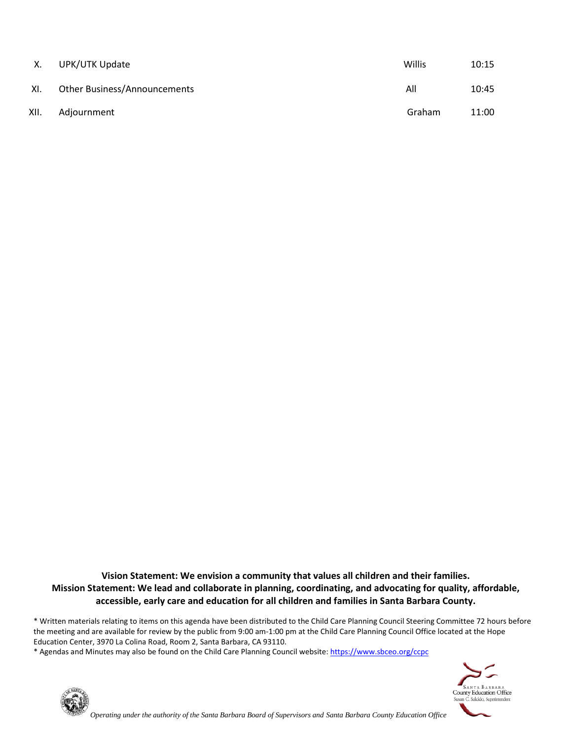| | | | |
|---|---|---|---|
| X. | UPK/UTK Update | Willis | 10:15 |
| XI. | Other Business/Announcements | All | 10:45 |
| XII. | Adjournment | Graham | 11:00 |

**Vision Statement: We envision a community that values all children and their families.**
**Mission Statement: We lead and collaborate in planning, coordinating, and advocating for quality, affordable, accessible, early care and education for all children and families in Santa Barbara County.**

* Written materials relating to items on this agenda have been distributed to the Child Care Planning Council Steering Committee 72 hours before the meeting and are available for review by the public from 9:00 am-1:00 pm at the Child Care Planning Council Office located at the Hope Education Center, 3970 La Colina Road, Room 2, Santa Barbara, CA 93110.
* Agendas and Minutes may also be found on the Child Care Planning Council website: https://www.sbceo.org/ccpc

Santa Barbara County Education Office
Susan C. Salcido, Superintendent

*Operating under the authority of the Santa Barbara Board of Supervisors and Santa Barbara County Education Office*